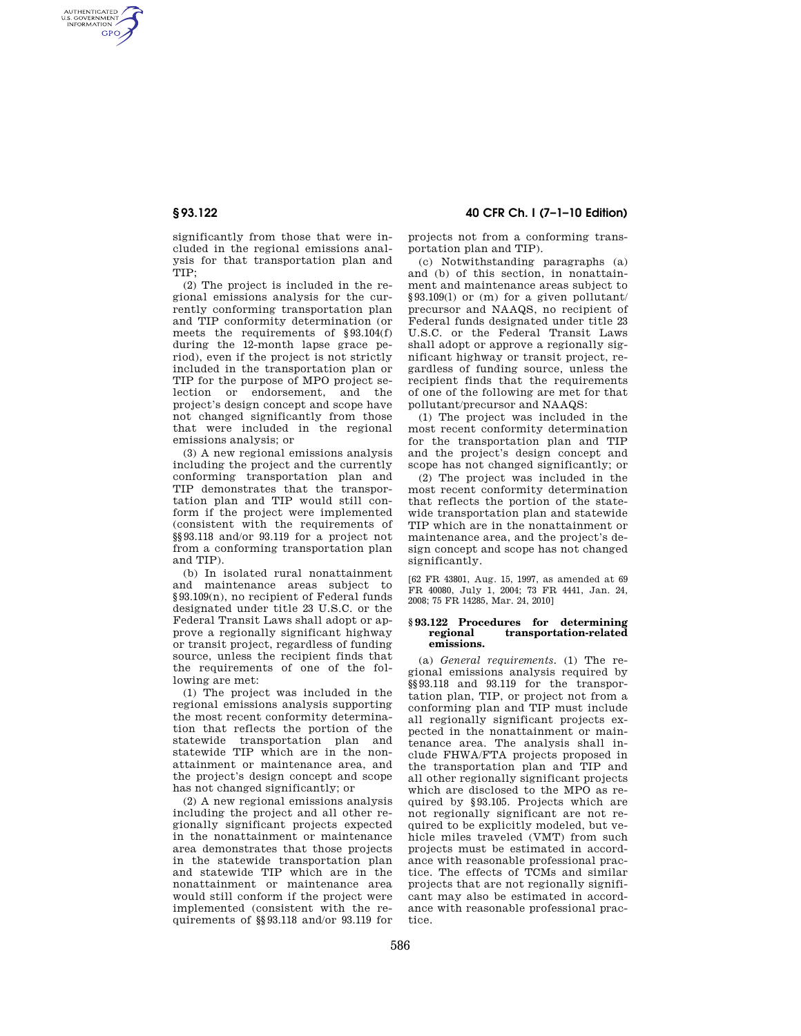significantly from those that were included in the regional emissions analysis for that transportation plan and TIP;

(2) The project is included in the regional emissions analysis for the currently conforming transportation plan and TIP conformity determination (or meets the requirements of §93.104(f) during the 12-month lapse grace period), even if the project is not strictly included in the transportation plan or TIP for the purpose of MPO project selection or endorsement, and the project's design concept and scope have not changed significantly from those that were included in the regional emissions analysis; or

(3) A new regional emissions analysis including the project and the currently conforming transportation plan and TIP demonstrates that the transportation plan and TIP would still conform if the project were implemented (consistent with the requirements of §§93.118 and/or 93.119 for a project not from a conforming transportation plan and TIP).

(b) In isolated rural nonattainment and maintenance areas subject to §93.109(n), no recipient of Federal funds designated under title 23 U.S.C. or the Federal Transit Laws shall adopt or approve a regionally significant highway or transit project, regardless of funding source, unless the recipient finds that the requirements of one of the following are met:

(1) The project was included in the regional emissions analysis supporting the most recent conformity determination that reflects the portion of the statewide transportation plan and statewide TIP which are in the nonattainment or maintenance area, and the project's design concept and scope has not changed significantly; or

(2) A new regional emissions analysis including the project and all other regionally significant projects expected in the nonattainment or maintenance area demonstrates that those projects in the statewide transportation plan and statewide TIP which are in the nonattainment or maintenance area would still conform if the project were implemented (consistent with the requirements of §§93.118 and/or 93.119 for projects not from a conforming transportation plan and TIP).

(c) Notwithstanding paragraphs (a) and (b) of this section, in nonattainment and maintenance areas subject to §93.109(l) or (m) for a given pollutant/precursor and NAAQS, no recipient of Federal funds designated under title 23 U.S.C. or the Federal Transit Laws shall adopt or approve a regionally significant highway or transit project, regardless of funding source, unless the recipient finds that the requirements of one of the following are met for that pollutant/precursor and NAAQS:

(1) The project was included in the most recent conformity determination for the transportation plan and TIP and the project's design concept and scope has not changed significantly; or

(2) The project was included in the most recent conformity determination that reflects the portion of the statewide transportation plan and statewide TIP which are in the nonattainment or maintenance area, and the project's design concept and scope has not changed significantly.

[62 FR 43801, Aug. 15, 1997, as amended at 69 FR 40080, July 1, 2004; 73 FR 4441, Jan. 24, 2008; 75 FR 14285, Mar. 24, 2010]

## §93.122 Procedures for determining regional transportation-related emissions.

(a) *General requirements.* (1) The regional emissions analysis required by §§93.118 and 93.119 for the transportation plan, TIP, or project not from a conforming plan and TIP must include all regionally significant projects expected in the nonattainment or maintenance area. The analysis shall include FHWA/FTA projects proposed in the transportation plan and TIP and all other regionally significant projects which are disclosed to the MPO as required by §93.105. Projects which are not regionally significant are not required to be explicitly modeled, but vehicle miles traveled (VMT) from such projects must be estimated in accordance with reasonable professional practice. The effects of TCMs and similar projects that are not regionally significant may also be estimated in accordance with reasonable professional practice.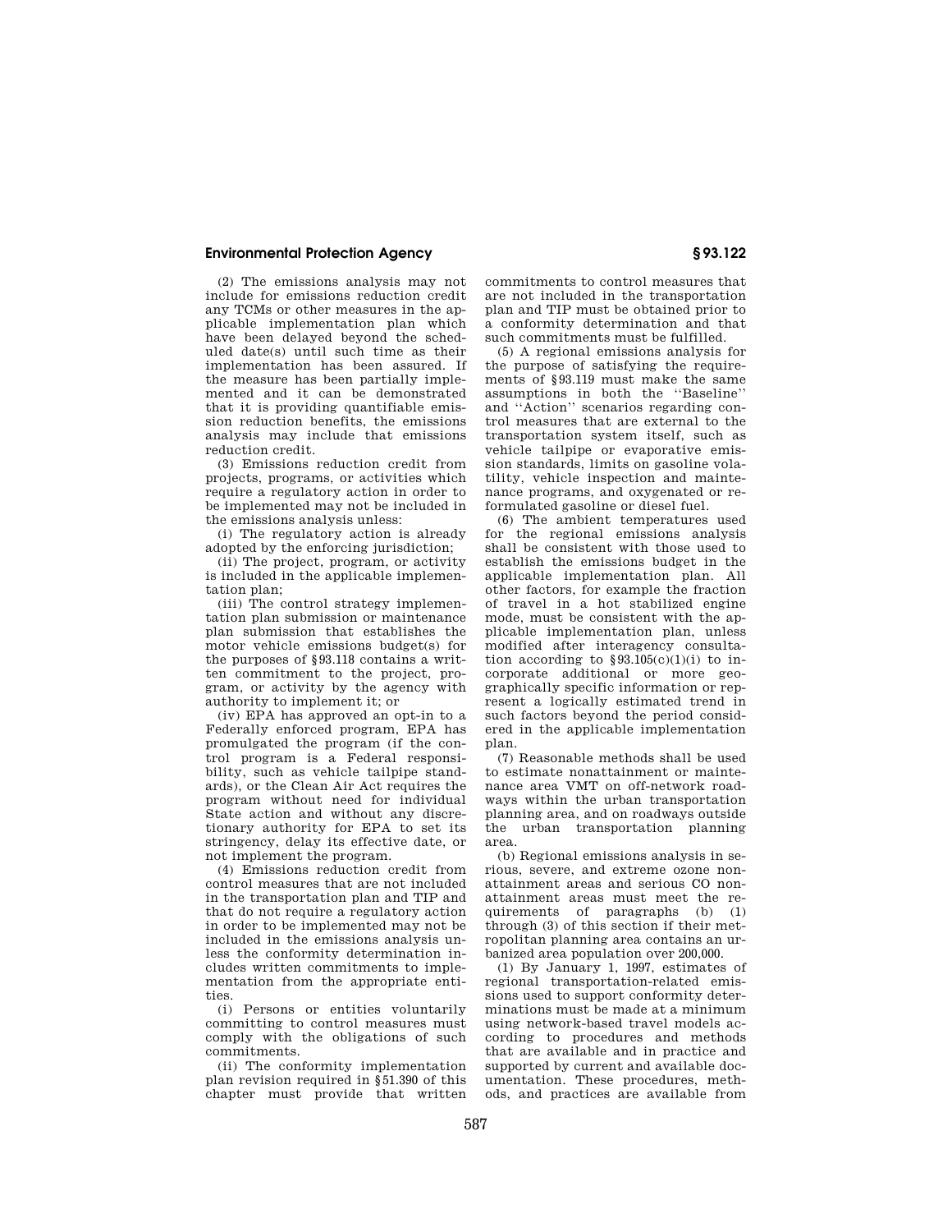(2) The emissions analysis may not include for emissions reduction credit any TCMs or other measures in the applicable implementation plan which have been delayed beyond the scheduled date(s) until such time as their implementation has been assured. If the measure has been partially implemented and it can be demonstrated that it is providing quantifiable emission reduction benefits, the emissions analysis may include that emissions reduction credit.

(3) Emissions reduction credit from projects, programs, or activities which require a regulatory action in order to be implemented may not be included in the emissions analysis unless:

(i) The regulatory action is already adopted by the enforcing jurisdiction;

(ii) The project, program, or activity is included in the applicable implementation plan;

(iii) The control strategy implementation plan submission or maintenance plan submission that establishes the motor vehicle emissions budget(s) for the purposes of §93.118 contains a written commitment to the project, program, or activity by the agency with authority to implement it; or

(iv) EPA has approved an opt-in to a Federally enforced program, EPA has promulgated the program (if the control program is a Federal responsibility, such as vehicle tailpipe standards), or the Clean Air Act requires the program without need for individual State action and without any discretionary authority for EPA to set its stringency, delay its effective date, or not implement the program.

(4) Emissions reduction credit from control measures that are not included in the transportation plan and TIP and that do not require a regulatory action in order to be implemented may not be included in the emissions analysis unless the conformity determination includes written commitments to implementation from the appropriate entities.

(i) Persons or entities voluntarily committing to control measures must comply with the obligations of such commitments.

(ii) The conformity implementation plan revision required in §51.390 of this chapter must provide that written commitments to control measures that are not included in the transportation plan and TIP must be obtained prior to a conformity determination and that such commitments must be fulfilled.

(5) A regional emissions analysis for the purpose of satisfying the requirements of §93.119 must make the same assumptions in both the "Baseline" and "Action" scenarios regarding control measures that are external to the transportation system itself, such as vehicle tailpipe or evaporative emission standards, limits on gasoline volatility, vehicle inspection and maintenance programs, and oxygenated or reformulated gasoline or diesel fuel.

(6) The ambient temperatures used for the regional emissions analysis shall be consistent with those used to establish the emissions budget in the applicable implementation plan. All other factors, for example the fraction of travel in a hot stabilized engine mode, must be consistent with the applicable implementation plan, unless modified after interagency consultation according to §93.105(c)(1)(i) to incorporate additional or more geographically specific information or represent a logically estimated trend in such factors beyond the period considered in the applicable implementation plan.

(7) Reasonable methods shall be used to estimate nonattainment or maintenance area VMT on off-network roadways within the urban transportation planning area, and on roadways outside the urban transportation planning area.

(b) Regional emissions analysis in serious, severe, and extreme ozone nonattainment areas and serious CO nonattainment areas must meet the requirements of paragraphs (b) (1) through (3) of this section if their metropolitan planning area contains an urbanized area population over 200,000.

(1) By January 1, 1997, estimates of regional transportation-related emissions used to support conformity determinations must be made at a minimum using network-based travel models according to procedures and methods that are available and in practice and supported by current and available documentation. These procedures, methods, and practices are available from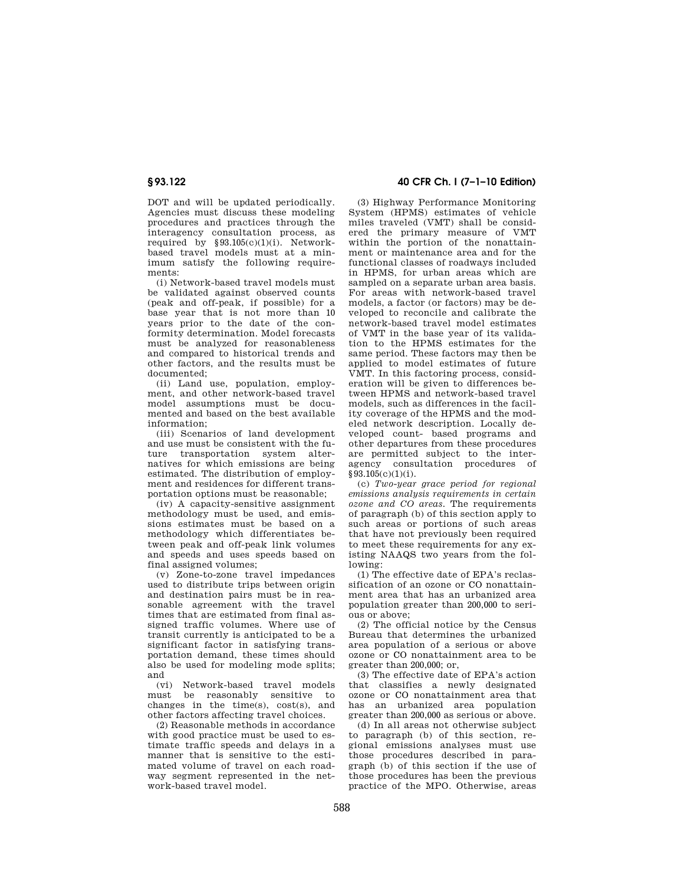DOT and will be updated periodically. Agencies must discuss these modeling procedures and practices through the interagency consultation process, as required by §93.105(c)(1)(i). Network-based travel models must at a minimum satisfy the following requirements:

(i) Network-based travel models must be validated against observed counts (peak and off-peak, if possible) for a base year that is not more than 10 years prior to the date of the conformity determination. Model forecasts must be analyzed for reasonableness and compared to historical trends and other factors, and the results must be documented;

(ii) Land use, population, employment, and other network-based travel model assumptions must be documented and based on the best available information;

(iii) Scenarios of land development and use must be consistent with the future transportation system alternatives for which emissions are being estimated. The distribution of employment and residences for different transportation options must be reasonable;

(iv) A capacity-sensitive assignment methodology must be used, and emissions estimates must be based on a methodology which differentiates between peak and off-peak link volumes and speeds and uses speeds based on final assigned volumes;

(v) Zone-to-zone travel impedances used to distribute trips between origin and destination pairs must be in reasonable agreement with the travel times that are estimated from final assigned traffic volumes. Where use of transit currently is anticipated to be a significant factor in satisfying transportation demand, these times should also be used for modeling mode splits; and

(vi) Network-based travel models must be reasonably sensitive to changes in the time(s), cost(s), and other factors affecting travel choices.

(2) Reasonable methods in accordance with good practice must be used to estimate traffic speeds and delays in a manner that is sensitive to the estimated volume of travel on each roadway segment represented in the network-based travel model.

(3) Highway Performance Monitoring System (HPMS) estimates of vehicle miles traveled (VMT) shall be considered the primary measure of VMT within the portion of the nonattainment or maintenance area and for the functional classes of roadways included in HPMS, for urban areas which are sampled on a separate urban area basis. For areas with network-based travel models, a factor (or factors) may be developed to reconcile and calibrate the network-based travel model estimates of VMT in the base year of its validation to the HPMS estimates for the same period. These factors may then be applied to model estimates of future VMT. In this factoring process, consideration will be given to differences between HPMS and network-based travel models, such as differences in the facility coverage of the HPMS and the modeled network description. Locally developed count- based programs and other departures from these procedures are permitted subject to the interagency consultation procedures of §93.105(c)(1)(i).

(c) *Two-year grace period for regional emissions analysis requirements in certain ozone and CO areas.* The requirements of paragraph (b) of this section apply to such areas or portions of such areas that have not previously been required to meet these requirements for any existing NAAQS two years from the following:

(1) The effective date of EPA's reclassification of an ozone or CO nonattainment area that has an urbanized area population greater than 200,000 to serious or above;

(2) The official notice by the Census Bureau that determines the urbanized area population of a serious or above ozone or CO nonattainment area to be greater than 200,000; or,

(3) The effective date of EPA's action that classifies a newly designated ozone or CO nonattainment area that has an urbanized area population greater than 200,000 as serious or above.

(d) In all areas not otherwise subject to paragraph (b) of this section, regional emissions analyses must use those procedures described in paragraph (b) of this section if the use of those procedures has been the previous practice of the MPO. Otherwise, areas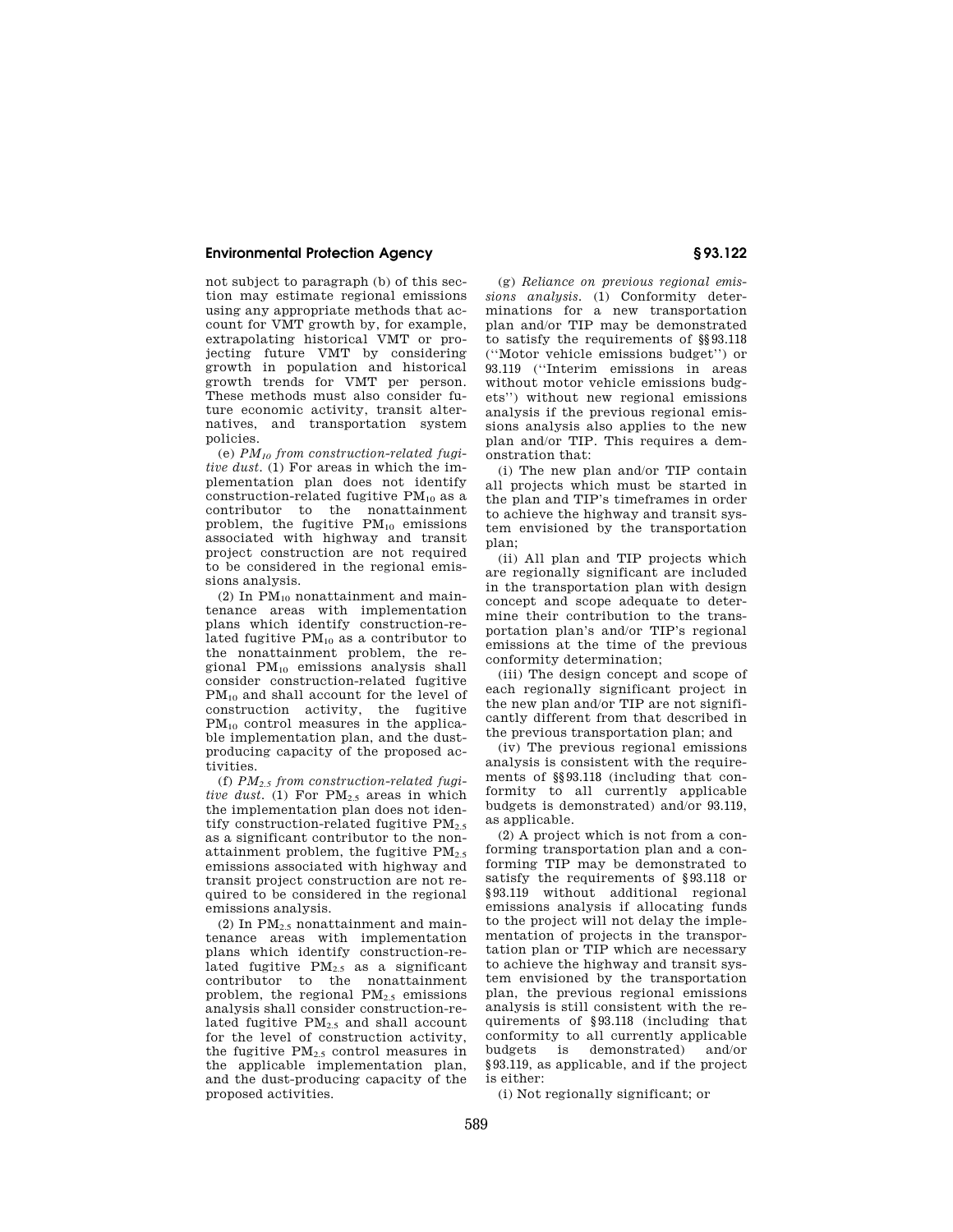not subject to paragraph (b) of this section may estimate regional emissions using any appropriate methods that account for VMT growth by, for example, extrapolating historical VMT or projecting future VMT by considering growth in population and historical growth trends for VMT per person. These methods must also consider future economic activity, transit alternatives, and transportation system policies.

(e) *$PM_{10}$ from construction-related fugitive dust.* (1) For areas in which the implementation plan does not identify construction-related fugitive $PM_{10}$ as a contributor to the nonattainment problem, the fugitive $PM_{10}$ emissions associated with highway and transit project construction are not required to be considered in the regional emissions analysis.

(2) In $PM_{10}$ nonattainment and maintenance areas with implementation plans which identify construction-related fugitive $PM_{10}$ as a contributor to the nonattainment problem, the regional $PM_{10}$ emissions analysis shall consider construction-related fugitive $PM_{10}$ and shall account for the level of construction activity, the fugitive $PM_{10}$ control measures in the applicable implementation plan, and the dust-producing capacity of the proposed activities.

(f) *$PM_{2.5}$ from construction-related fugitive dust.* (1) For $PM_{2.5}$ areas in which the implementation plan does not identify construction-related fugitive $PM_{2.5}$ as a significant contributor to the nonattainment problem, the fugitive $PM_{2.5}$ emissions associated with highway and transit project construction are not required to be considered in the regional emissions analysis.

(2) In $PM_{2.5}$ nonattainment and maintenance areas with implementation plans which identify construction-related fugitive $PM_{2.5}$ as a significant contributor to the nonattainment problem, the regional $PM_{2.5}$ emissions analysis shall consider construction-related fugitive $PM_{2.5}$ and shall account for the level of construction activity, the fugitive $PM_{2.5}$ control measures in the applicable implementation plan, and the dust-producing capacity of the proposed activities.

(g) *Reliance on previous regional emissions analysis.* (1) Conformity determinations for a new transportation plan and/or TIP may be demonstrated to satisfy the requirements of §§93.118 (''Motor vehicle emissions budget'') or 93.119 (''Interim emissions in areas without motor vehicle emissions budgets'') without new regional emissions analysis if the previous regional emissions analysis also applies to the new plan and/or TIP. This requires a demonstration that:

(i) The new plan and/or TIP contain all projects which must be started in the plan and TIP's timeframes in order to achieve the highway and transit system envisioned by the transportation plan;

(ii) All plan and TIP projects which are regionally significant are included in the transportation plan with design concept and scope adequate to determine their contribution to the transportation plan's and/or TIP's regional emissions at the time of the previous conformity determination;

(iii) The design concept and scope of each regionally significant project in the new plan and/or TIP are not significantly different from that described in the previous transportation plan; and

(iv) The previous regional emissions analysis is consistent with the requirements of §§93.118 (including that conformity to all currently applicable budgets is demonstrated) and/or 93.119, as applicable.

(2) A project which is not from a conforming transportation plan and a conforming TIP may be demonstrated to satisfy the requirements of §93.118 or §93.119 without additional regional emissions analysis if allocating funds to the project will not delay the implementation of projects in the transportation plan or TIP which are necessary to achieve the highway and transit system envisioned by the transportation plan, the previous regional emissions analysis is still consistent with the requirements of §93.118 (including that conformity to all currently applicable budgets is demonstrated) and/or §93.119, as applicable, and if the project is either:

(i) Not regionally significant; or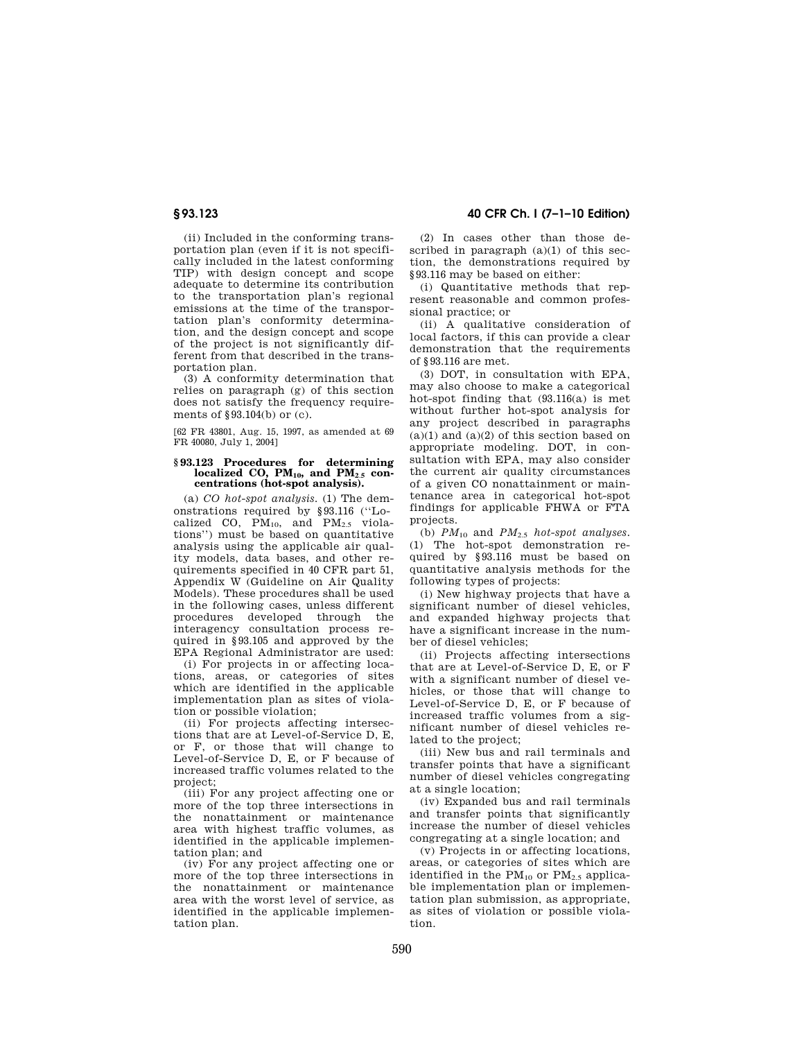(ii) Included in the conforming transportation plan (even if it is not specifically included in the latest conforming TIP) with design concept and scope adequate to determine its contribution to the transportation plan's regional emissions at the time of the transportation plan's conformity determination, and the design concept and scope of the project is not significantly different from that described in the transportation plan.

(3) A conformity determination that relies on paragraph (g) of this section does not satisfy the frequency requirements of §93.104(b) or (c).

[62 FR 43801, Aug. 15, 1997, as amended at 69 FR 40080, July 1, 2004]

### §93.123 Procedures for determining localized CO, $PM_{10}$, and $PM_{2.5}$ concentrations (hot-spot analysis).

(a) *CO hot-spot analysis.* (1) The demonstrations required by §93.116 (''Localized CO, $PM_{10}$, and $PM_{2.5}$ violations'') must be based on quantitative analysis using the applicable air quality models, data bases, and other requirements specified in 40 CFR part 51, Appendix W (Guideline on Air Quality Models). These procedures shall be used in the following cases, unless different procedures developed through the interagency consultation process required in §93.105 and approved by the EPA Regional Administrator are used:

(i) For projects in or affecting locations, areas, or categories of sites which are identified in the applicable implementation plan as sites of violation or possible violation;

(ii) For projects affecting intersections that are at Level-of-Service D, E, or F, or those that will change to Level-of-Service D, E, or F because of increased traffic volumes related to the project;

(iii) For any project affecting one or more of the top three intersections in the nonattainment or maintenance area with highest traffic volumes, as identified in the applicable implementation plan; and

(iv) For any project affecting one or more of the top three intersections in the nonattainment or maintenance area with the worst level of service, as identified in the applicable implementation plan.

(2) In cases other than those described in paragraph (a)(1) of this section, the demonstrations required by §93.116 may be based on either:

(i) Quantitative methods that represent reasonable and common professional practice; or

(ii) A qualitative consideration of local factors, if this can provide a clear demonstration that the requirements of §93.116 are met.

(3) DOT, in consultation with EPA, may also choose to make a categorical hot-spot finding that (93.116(a) is met without further hot-spot analysis for any project described in paragraphs (a)(1) and (a)(2) of this section based on appropriate modeling. DOT, in consultation with EPA, may also consider the current air quality circumstances of a given CO nonattainment or maintenance area in categorical hot-spot findings for applicable FHWA or FTA projects.

(b) *$PM_{10}$ and $PM_{2.5}$ hot-spot analyses.* (1) The hot-spot demonstration required by §93.116 must be based on quantitative analysis methods for the following types of projects:

(i) New highway projects that have a significant number of diesel vehicles, and expanded highway projects that have a significant increase in the number of diesel vehicles;

(ii) Projects affecting intersections that are at Level-of-Service D, E, or F with a significant number of diesel vehicles, or those that will change to Level-of-Service D, E, or F because of increased traffic volumes from a significant number of diesel vehicles related to the project;

(iii) New bus and rail terminals and transfer points that have a significant number of diesel vehicles congregating at a single location;

(iv) Expanded bus and rail terminals and transfer points that significantly increase the number of diesel vehicles congregating at a single location; and

(v) Projects in or affecting locations, areas, or categories of sites which are identified in the $PM_{10}$ or $PM_{2.5}$ applicable implementation plan or implementation plan submission, as appropriate, as sites of violation or possible violation.